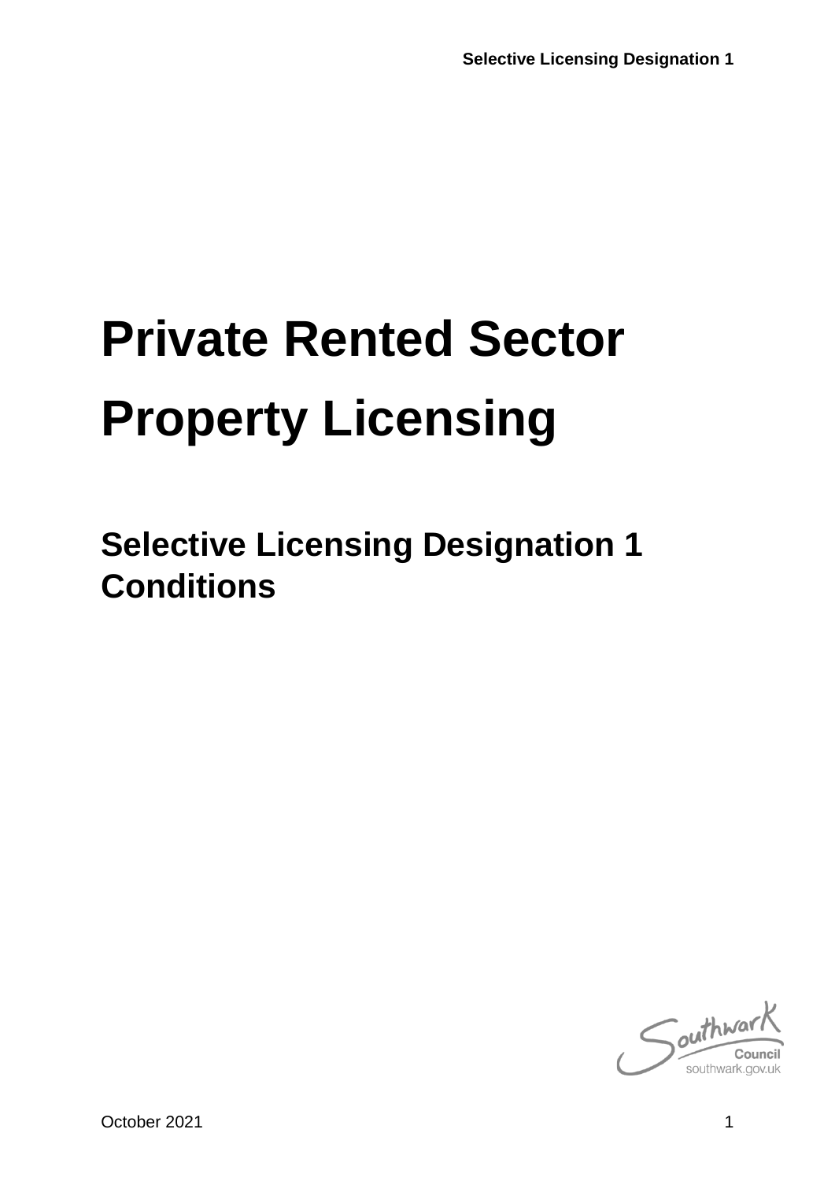# Private Rented Sector Property Licensing

## Selective Licensing Designation 1 Conditions

Southwark Council
southwark.gov.uk

October 2021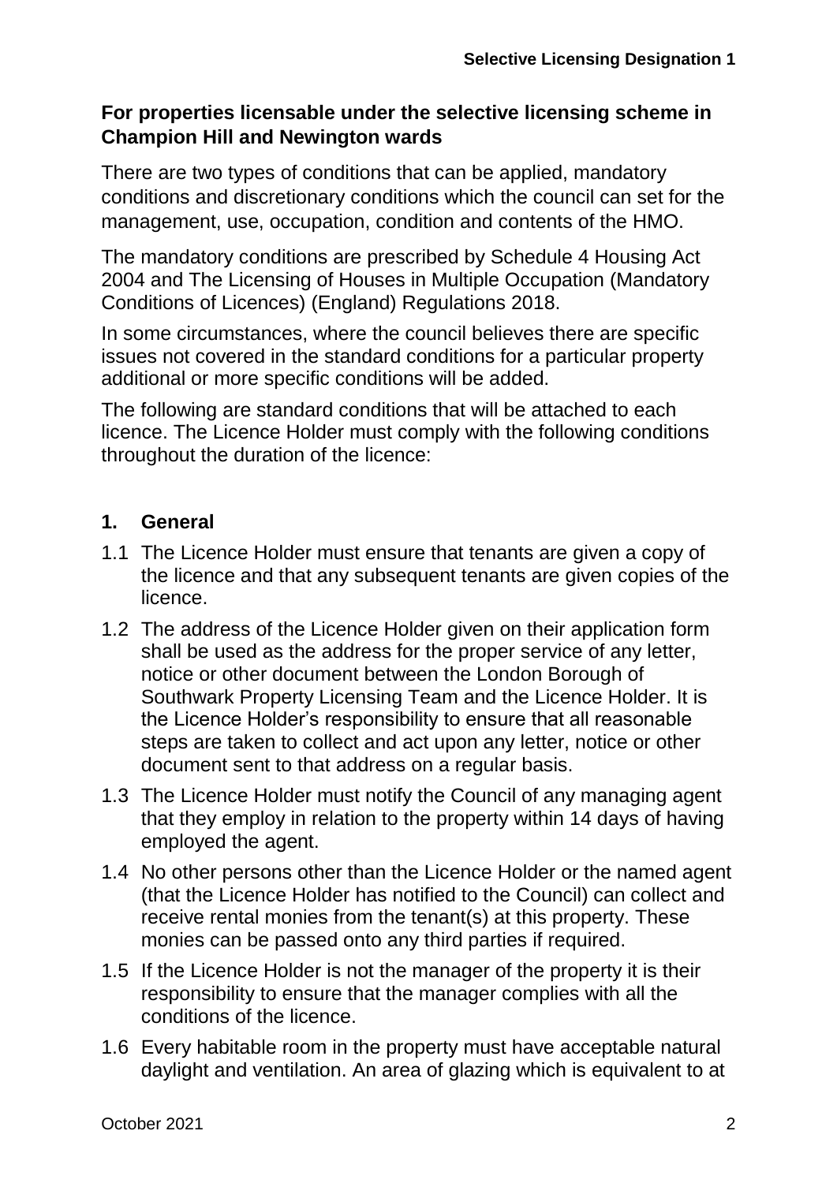## For properties licensable under the selective licensing scheme in Champion Hill and Newington wards

There are two types of conditions that can be applied, mandatory conditions and discretionary conditions which the council can set for the management, use, occupation, condition and contents of the HMO.

The mandatory conditions are prescribed by Schedule 4 Housing Act 2004 and The Licensing of Houses in Multiple Occupation (Mandatory Conditions of Licences) (England) Regulations 2018.

In some circumstances, where the council believes there are specific issues not covered in the standard conditions for a particular property additional or more specific conditions will be added.

The following are standard conditions that will be attached to each licence. The Licence Holder must comply with the following conditions throughout the duration of the licence:

## 1. General

1.1 The Licence Holder must ensure that tenants are given a copy of the licence and that any subsequent tenants are given copies of the licence.

1.2 The address of the Licence Holder given on their application form shall be used as the address for the proper service of any letter, notice or other document between the London Borough of Southwark Property Licensing Team and the Licence Holder. It is the Licence Holder's responsibility to ensure that all reasonable steps are taken to collect and act upon any letter, notice or other document sent to that address on a regular basis.

1.3 The Licence Holder must notify the Council of any managing agent that they employ in relation to the property within 14 days of having employed the agent.

1.4 No other persons other than the Licence Holder or the named agent (that the Licence Holder has notified to the Council) can collect and receive rental monies from the tenant(s) at this property. These monies can be passed onto any third parties if required.

1.5 If the Licence Holder is not the manager of the property it is their responsibility to ensure that the manager complies with all the conditions of the licence.

1.6 Every habitable room in the property must have acceptable natural daylight and ventilation. An area of glazing which is equivalent to at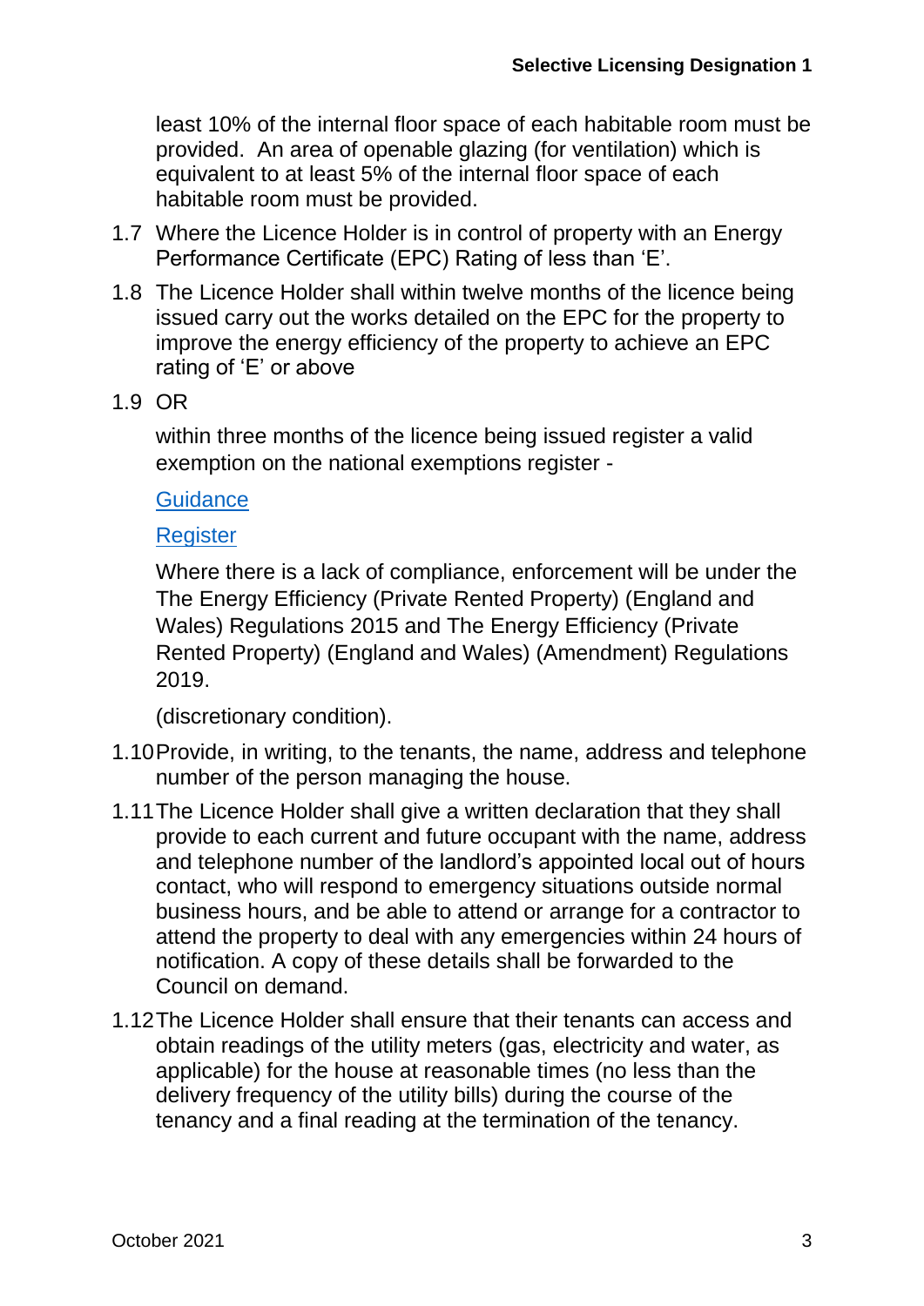least 10% of the internal floor space of each habitable room must be provided. An area of openable glazing (for ventilation) which is equivalent to at least 5% of the internal floor space of each habitable room must be provided.

1.7 Where the Licence Holder is in control of property with an Energy Performance Certificate (EPC) Rating of less than ‘E’.

1.8 The Licence Holder shall within twelve months of the licence being issued carry out the works detailed on the EPC for the property to improve the energy efficiency of the property to achieve an EPC rating of ‘E’ or above

1.9 OR

within three months of the licence being issued register a valid exemption on the national exemptions register -

Guidance

Register

Where there is a lack of compliance, enforcement will be under the The Energy Efficiency (Private Rented Property) (England and Wales) Regulations 2015 and The Energy Efficiency (Private Rented Property) (England and Wales) (Amendment) Regulations 2019.

(discretionary condition).

1.10 Provide, in writing, to the tenants, the name, address and telephone number of the person managing the house.

1.11 The Licence Holder shall give a written declaration that they shall provide to each current and future occupant with the name, address and telephone number of the landlord’s appointed local out of hours contact, who will respond to emergency situations outside normal business hours, and be able to attend or arrange for a contractor to attend the property to deal with any emergencies within 24 hours of notification. A copy of these details shall be forwarded to the Council on demand.

1.12 The Licence Holder shall ensure that their tenants can access and obtain readings of the utility meters (gas, electricity and water, as applicable) for the house at reasonable times (no less than the delivery frequency of the utility bills) during the course of the tenancy and a final reading at the termination of the tenancy.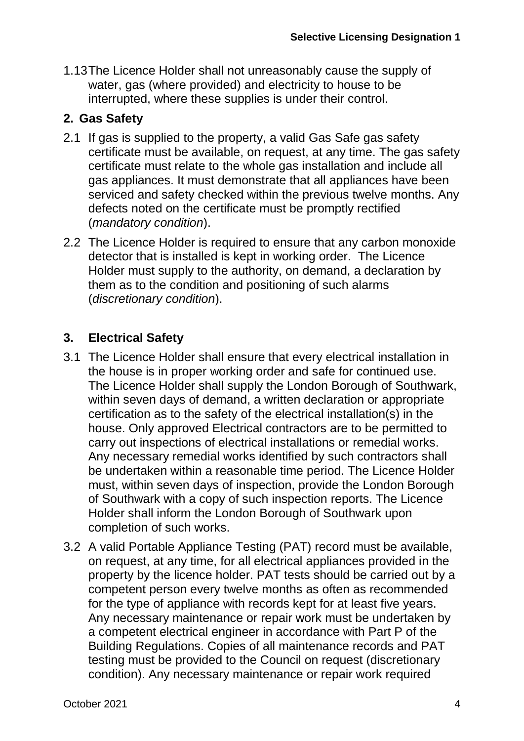1.13 The Licence Holder shall not unreasonably cause the supply of water, gas (where provided) and electricity to house to be interrupted, where these supplies is under their control.

## 2. Gas Safety

2.1 If gas is supplied to the property, a valid Gas Safe gas safety certificate must be available, on request, at any time. The gas safety certificate must relate to the whole gas installation and include all gas appliances. It must demonstrate that all appliances have been serviced and safety checked within the previous twelve months. Any defects noted on the certificate must be promptly rectified (*mandatory condition*).

2.2 The Licence Holder is required to ensure that any carbon monoxide detector that is installed is kept in working order. The Licence Holder must supply to the authority, on demand, a declaration by them as to the condition and positioning of such alarms (*discretionary condition*).

## 3. Electrical Safety

3.1 The Licence Holder shall ensure that every electrical installation in the house is in proper working order and safe for continued use. The Licence Holder shall supply the London Borough of Southwark, within seven days of demand, a written declaration or appropriate certification as to the safety of the electrical installation(s) in the house. Only approved Electrical contractors are to be permitted to carry out inspections of electrical installations or remedial works. Any necessary remedial works identified by such contractors shall be undertaken within a reasonable time period. The Licence Holder must, within seven days of inspection, provide the London Borough of Southwark with a copy of such inspection reports. The Licence Holder shall inform the London Borough of Southwark upon completion of such works.

3.2 A valid Portable Appliance Testing (PAT) record must be available, on request, at any time, for all electrical appliances provided in the property by the licence holder. PAT tests should be carried out by a competent person every twelve months as often as recommended for the type of appliance with records kept for at least five years. Any necessary maintenance or repair work must be undertaken by a competent electrical engineer in accordance with Part P of the Building Regulations. Copies of all maintenance records and PAT testing must be provided to the Council on request (discretionary condition). Any necessary maintenance or repair work required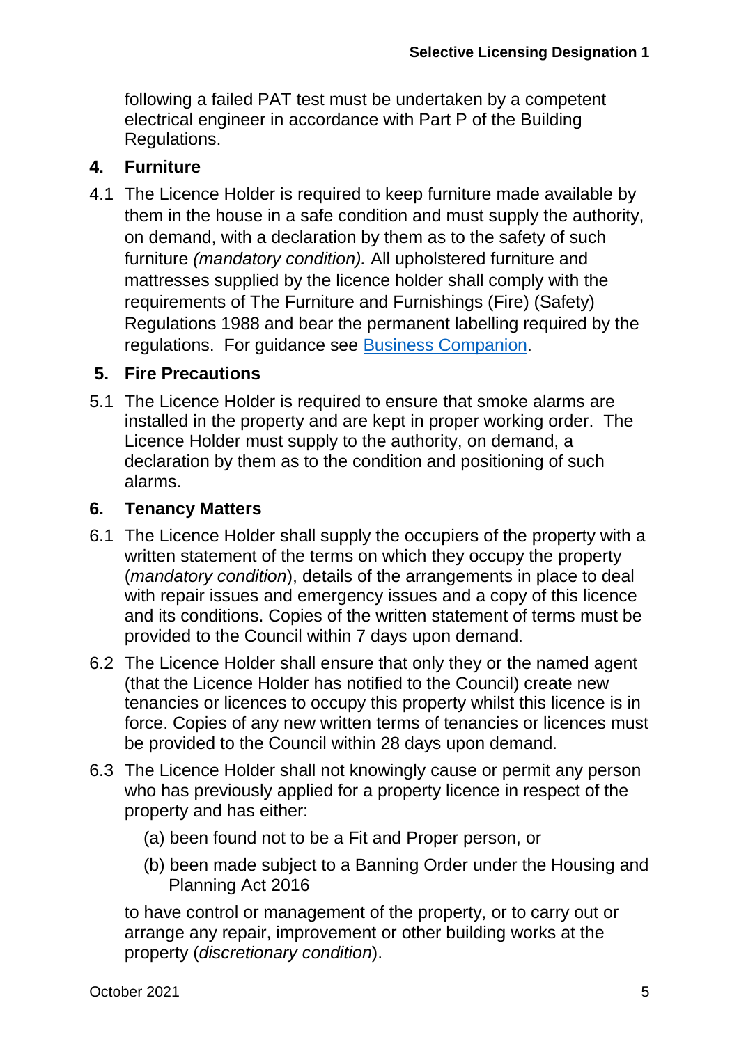following a failed PAT test must be undertaken by a competent electrical engineer in accordance with Part P of the Building Regulations.

## 4. Furniture

4.1 The Licence Holder is required to keep furniture made available by them in the house in a safe condition and must supply the authority, on demand, with a declaration by them as to the safety of such furniture *(mandatory condition).* All upholstered furniture and mattresses supplied by the licence holder shall comply with the requirements of The Furniture and Furnishings (Fire) (Safety) Regulations 1988 and bear the permanent labelling required by the regulations. For guidance see [Business Companion](Business Companion).

## 5. Fire Precautions

5.1 The Licence Holder is required to ensure that smoke alarms are installed in the property and are kept in proper working order. The Licence Holder must supply to the authority, on demand, a declaration by them as to the condition and positioning of such alarms.

## 6. Tenancy Matters

6.1 The Licence Holder shall supply the occupiers of the property with a written statement of the terms on which they occupy the property (*mandatory condition*), details of the arrangements in place to deal with repair issues and emergency issues and a copy of this licence and its conditions. Copies of the written statement of terms must be provided to the Council within 7 days upon demand.

6.2 The Licence Holder shall ensure that only they or the named agent (that the Licence Holder has notified to the Council) create new tenancies or licences to occupy this property whilst this licence is in force. Copies of any new written terms of tenancies or licences must be provided to the Council within 28 days upon demand.

6.3 The Licence Holder shall not knowingly cause or permit any person who has previously applied for a property licence in respect of the property and has either:

   (a) been found not to be a Fit and Proper person, or

   (b) been made subject to a Banning Order under the Housing and Planning Act 2016

to have control or management of the property, or to carry out or arrange any repair, improvement or other building works at the property (*discretionary condition*).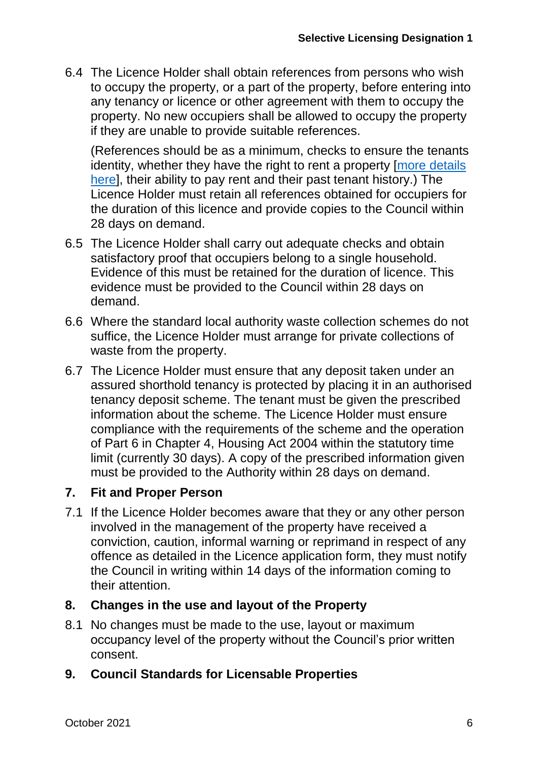6.4 The Licence Holder shall obtain references from persons who wish to occupy the property, or a part of the property, before entering into any tenancy or licence or other agreement with them to occupy the property. No new occupiers shall be allowed to occupy the property if they are unable to provide suitable references.

(References should be as a minimum, checks to ensure the tenants identity, whether they have the right to rent a property [more details here], their ability to pay rent and their past tenant history.) The Licence Holder must retain all references obtained for occupiers for the duration of this licence and provide copies to the Council within 28 days on demand.

6.5 The Licence Holder shall carry out adequate checks and obtain satisfactory proof that occupiers belong to a single household. Evidence of this must be retained for the duration of licence. This evidence must be provided to the Council within 28 days on demand.

6.6 Where the standard local authority waste collection schemes do not suffice, the Licence Holder must arrange for private collections of waste from the property.

6.7 The Licence Holder must ensure that any deposit taken under an assured shorthold tenancy is protected by placing it in an authorised tenancy deposit scheme. The tenant must be given the prescribed information about the scheme. The Licence Holder must ensure compliance with the requirements of the scheme and the operation of Part 6 in Chapter 4, Housing Act 2004 within the statutory time limit (currently 30 days). A copy of the prescribed information given must be provided to the Authority within 28 days on demand.

## 7. Fit and Proper Person

7.1 If the Licence Holder becomes aware that they or any other person involved in the management of the property have received a conviction, caution, informal warning or reprimand in respect of any offence as detailed in the Licence application form, they must notify the Council in writing within 14 days of the information coming to their attention.

## 8. Changes in the use and layout of the Property

8.1 No changes must be made to the use, layout or maximum occupancy level of the property without the Council's prior written consent.

## 9. Council Standards for Licensable Properties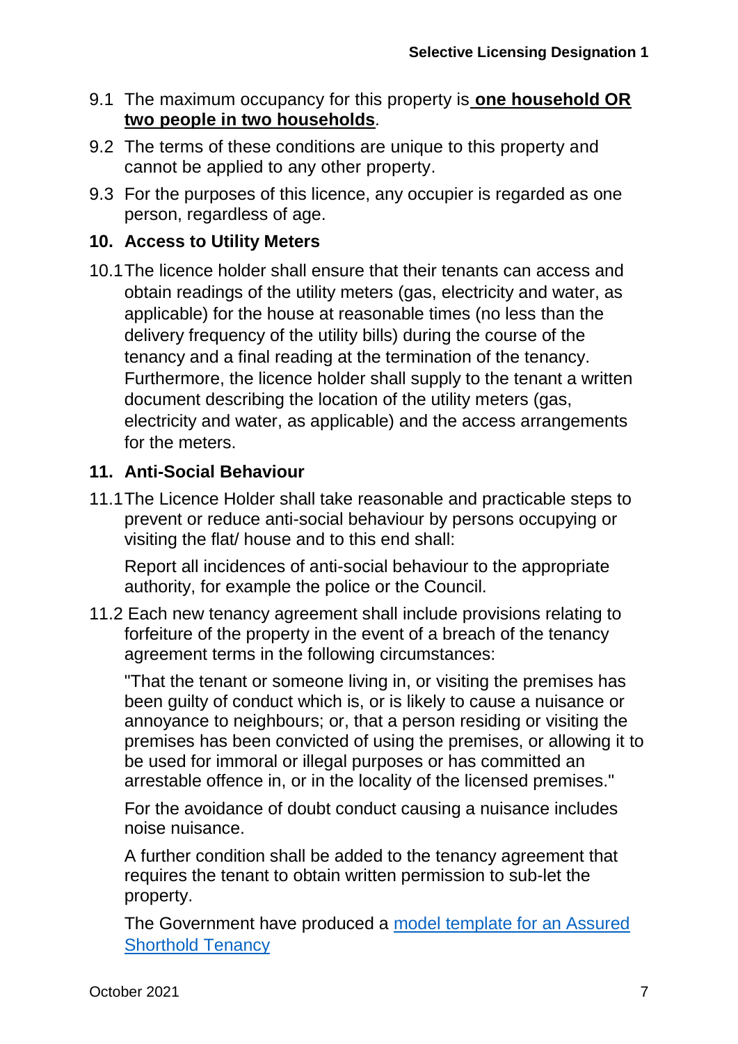9.1 The maximum occupancy for this property is **one household OR two people in two households**.

9.2 The terms of these conditions are unique to this property and cannot be applied to any other property.

9.3 For the purposes of this licence, any occupier is regarded as one person, regardless of age.

## 10. Access to Utility Meters

10.1 The licence holder shall ensure that their tenants can access and obtain readings of the utility meters (gas, electricity and water, as applicable) for the house at reasonable times (no less than the delivery frequency of the utility bills) during the course of the tenancy and a final reading at the termination of the tenancy. Furthermore, the licence holder shall supply to the tenant a written document describing the location of the utility meters (gas, electricity and water, as applicable) and the access arrangements for the meters.

## 11. Anti-Social Behaviour

11.1 The Licence Holder shall take reasonable and practicable steps to prevent or reduce anti-social behaviour by persons occupying or visiting the flat/ house and to this end shall:

Report all incidences of anti-social behaviour to the appropriate authority, for example the police or the Council.

11.2 Each new tenancy agreement shall include provisions relating to forfeiture of the property in the event of a breach of the tenancy agreement terms in the following circumstances:

"That the tenant or someone living in, or visiting the premises has been guilty of conduct which is, or is likely to cause a nuisance or annoyance to neighbours; or, that a person residing or visiting the premises has been convicted of using the premises, or allowing it to be used for immoral or illegal purposes or has committed an arrestable offence in, or in the locality of the licensed premises."

For the avoidance of doubt conduct causing a nuisance includes noise nuisance.

A further condition shall be added to the tenancy agreement that requires the tenant to obtain written permission to sub-let the property.

The Government have produced a [model template for an Assured Shorthold Tenancy](#)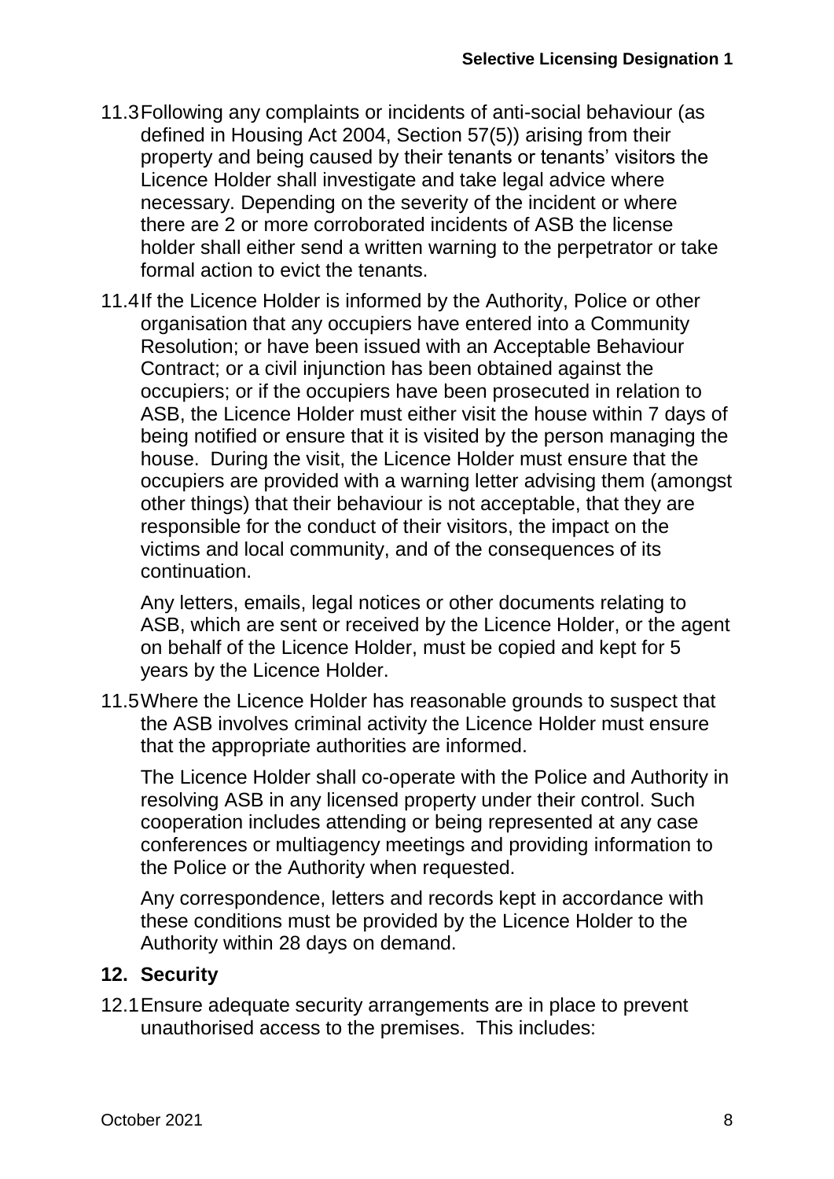11.3 Following any complaints or incidents of anti-social behaviour (as defined in Housing Act 2004, Section 57(5)) arising from their property and being caused by their tenants or tenants' visitors the Licence Holder shall investigate and take legal advice where necessary. Depending on the severity of the incident or where there are 2 or more corroborated incidents of ASB the license holder shall either send a written warning to the perpetrator or take formal action to evict the tenants.

11.4 If the Licence Holder is informed by the Authority, Police or other organisation that any occupiers have entered into a Community Resolution; or have been issued with an Acceptable Behaviour Contract; or a civil injunction has been obtained against the occupiers; or if the occupiers have been prosecuted in relation to ASB, the Licence Holder must either visit the house within 7 days of being notified or ensure that it is visited by the person managing the house. During the visit, the Licence Holder must ensure that the occupiers are provided with a warning letter advising them (amongst other things) that their behaviour is not acceptable, that they are responsible for the conduct of their visitors, the impact on the victims and local community, and of the consequences of its continuation.

Any letters, emails, legal notices or other documents relating to ASB, which are sent or received by the Licence Holder, or the agent on behalf of the Licence Holder, must be copied and kept for 5 years by the Licence Holder.

11.5 Where the Licence Holder has reasonable grounds to suspect that the ASB involves criminal activity the Licence Holder must ensure that the appropriate authorities are informed.

The Licence Holder shall co-operate with the Police and Authority in resolving ASB in any licensed property under their control. Such cooperation includes attending or being represented at any case conferences or multiagency meetings and providing information to the Police or the Authority when requested.

Any correspondence, letters and records kept in accordance with these conditions must be provided by the Licence Holder to the Authority within 28 days on demand.

## 12. Security

12.1 Ensure adequate security arrangements are in place to prevent unauthorised access to the premises. This includes: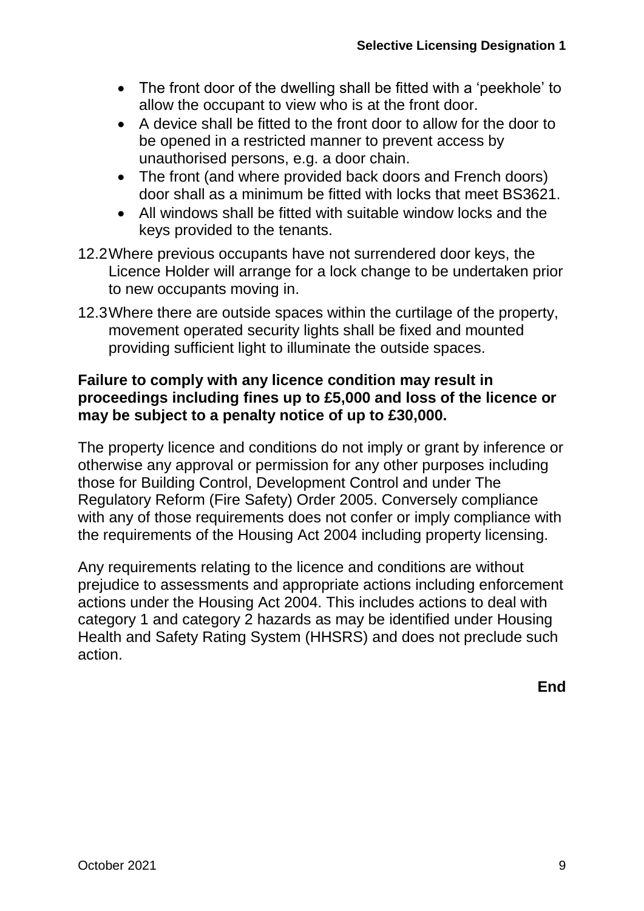- The front door of the dwelling shall be fitted with a 'peekhole' to allow the occupant to view who is at the front door.
- A device shall be fitted to the front door to allow for the door to be opened in a restricted manner to prevent access by unauthorised persons, e.g. a door chain.
- The front (and where provided back doors and French doors) door shall as a minimum be fitted with locks that meet BS3621.
- All windows shall be fitted with suitable window locks and the keys provided to the tenants.

12.2 Where previous occupants have not surrendered door keys, the Licence Holder will arrange for a lock change to be undertaken prior to new occupants moving in.

12.3 Where there are outside spaces within the curtilage of the property, movement operated security lights shall be fixed and mounted providing sufficient light to illuminate the outside spaces.

**Failure to comply with any licence condition may result in proceedings including fines up to £5,000 and loss of the licence or may be subject to a penalty notice of up to £30,000.**

The property licence and conditions do not imply or grant by inference or otherwise any approval or permission for any other purposes including those for Building Control, Development Control and under The Regulatory Reform (Fire Safety) Order 2005. Conversely compliance with any of those requirements does not confer or imply compliance with the requirements of the Housing Act 2004 including property licensing.

Any requirements relating to the licence and conditions are without prejudice to assessments and appropriate actions including enforcement actions under the Housing Act 2004. This includes actions to deal with category 1 and category 2 hazards as may be identified under Housing Health and Safety Rating System (HHSRS) and does not preclude such action.

**End**